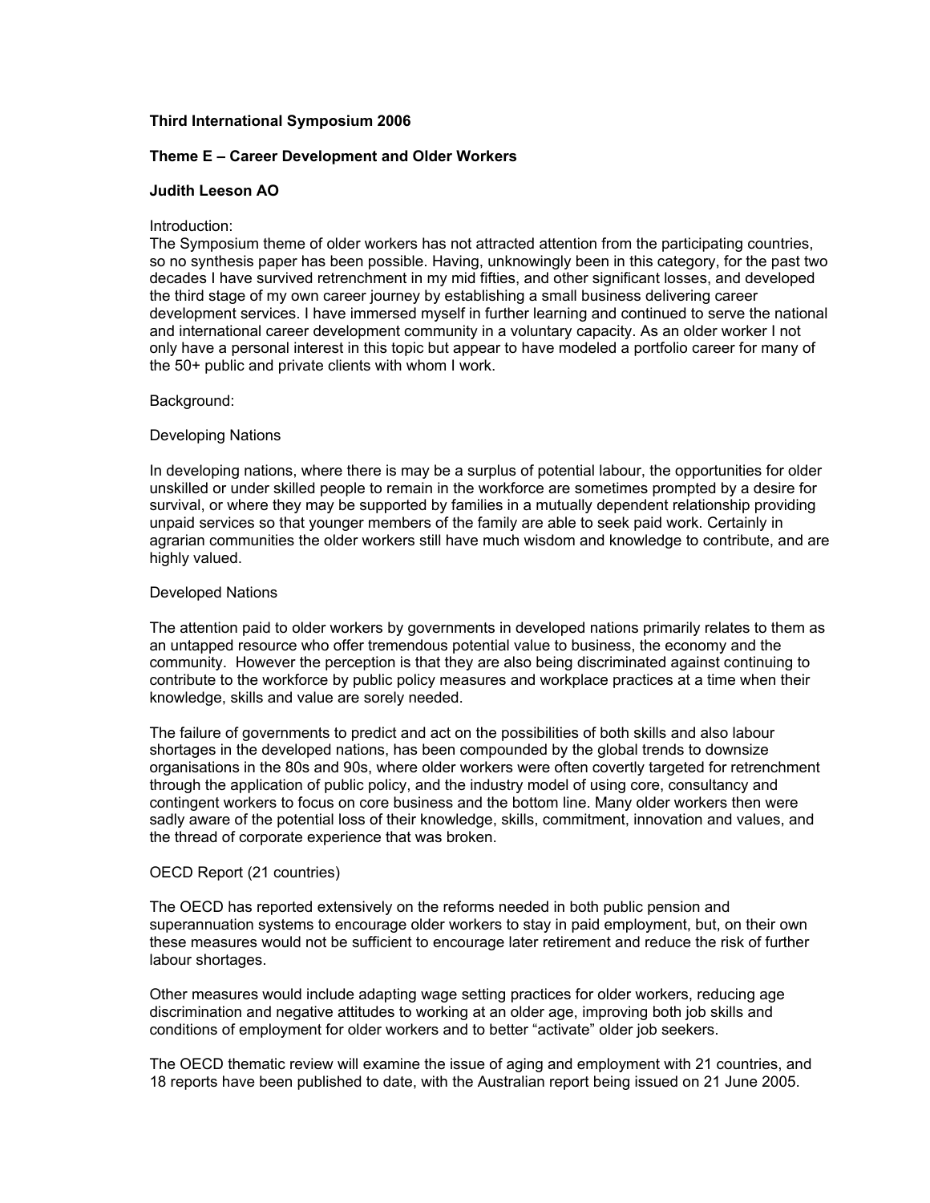**Third International Symposium 2006**

**Theme E – Career Development and Older Workers**

**Judith Leeson AO**

Introduction:
The Symposium theme of older workers has not attracted attention from the participating countries, so no synthesis paper has been possible. Having, unknowingly been in this category, for the past two decades I have survived retrenchment in my mid fifties, and other significant losses, and developed the third stage of my own career journey by establishing a small business delivering career development services. I have immersed myself in further learning and continued to serve the national and international career development community in a voluntary capacity. As an older worker I not only have a personal interest in this topic but appear to have modeled a portfolio career for many of the 50+ public and private clients with whom I work.

Background:

Developing Nations

In developing nations, where there is may be a surplus of potential labour, the opportunities for older unskilled or under skilled people to remain in the workforce are sometimes prompted by a desire for survival, or where they may be supported by families in a mutually dependent relationship providing unpaid services so that younger members of the family are able to seek paid work. Certainly in agrarian communities the older workers still have much wisdom and knowledge to contribute, and are highly valued.

Developed Nations

The attention paid to older workers by governments in developed nations primarily relates to them as an untapped resource who offer tremendous potential value to business, the economy and the community. However the perception is that they are also being discriminated against continuing to contribute to the workforce by public policy measures and workplace practices at a time when their knowledge, skills and value are sorely needed.

The failure of governments to predict and act on the possibilities of both skills and also labour shortages in the developed nations, has been compounded by the global trends to downsize organisations in the 80s and 90s, where older workers were often covertly targeted for retrenchment through the application of public policy, and the industry model of using core, consultancy and contingent workers to focus on core business and the bottom line. Many older workers then were sadly aware of the potential loss of their knowledge, skills, commitment, innovation and values, and the thread of corporate experience that was broken.

OECD Report (21 countries)

The OECD has reported extensively on the reforms needed in both public pension and superannuation systems to encourage older workers to stay in paid employment, but, on their own these measures would not be sufficient to encourage later retirement and reduce the risk of further labour shortages.

Other measures would include adapting wage setting practices for older workers, reducing age discrimination and negative attitudes to working at an older age, improving both job skills and conditions of employment for older workers and to better "activate" older job seekers.

The OECD thematic review will examine the issue of aging and employment with 21 countries, and 18 reports have been published to date, with the Australian report being issued on 21 June 2005.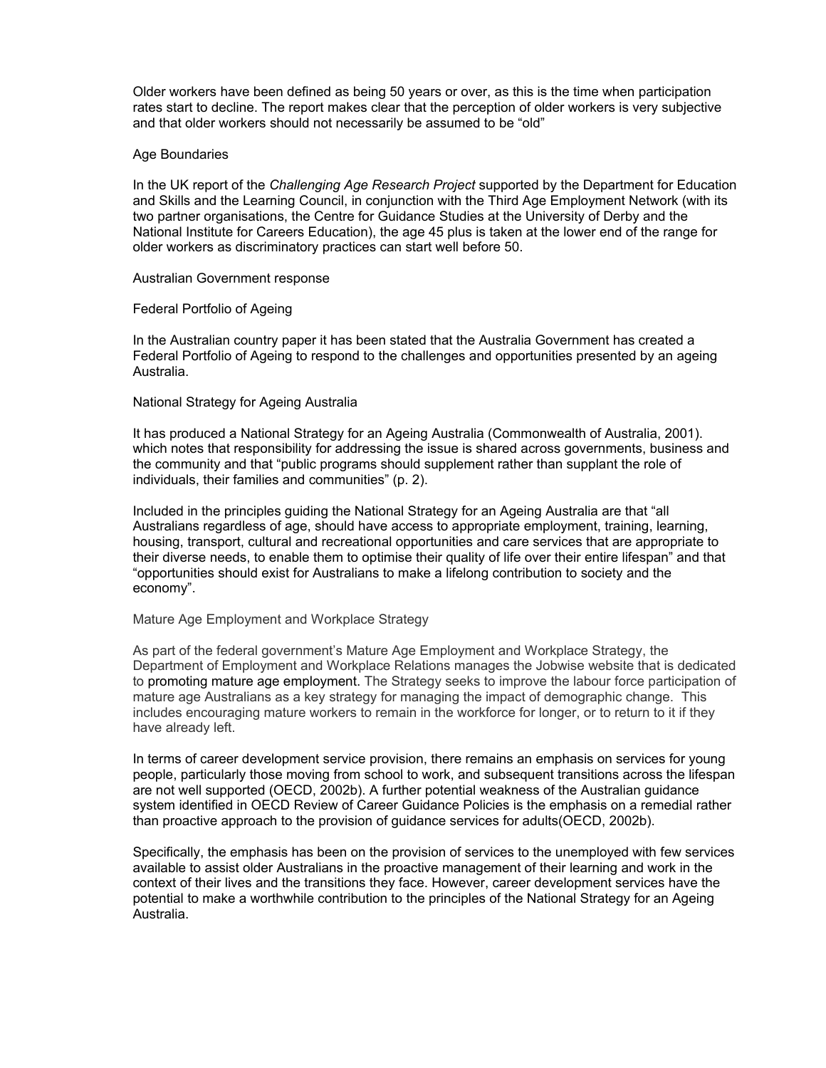Older workers have been defined as being 50 years or over, as this is the time when participation rates start to decline. The report makes clear that the perception of older workers is very subjective and that older workers should not necessarily be assumed to be "old"

## Age Boundaries

In the UK report of the *Challenging Age Research Project* supported by the Department for Education and Skills and the Learning Council, in conjunction with the Third Age Employment Network (with its two partner organisations, the Centre for Guidance Studies at the University of Derby and the National Institute for Careers Education), the age 45 plus is taken at the lower end of the range for older workers as discriminatory practices can start well before 50.

## Australian Government response

### Federal Portfolio of Ageing

In the Australian country paper it has been stated that the Australia Government has created a Federal Portfolio of Ageing to respond to the challenges and opportunities presented by an ageing Australia.

### National Strategy for Ageing Australia

It has produced a National Strategy for an Ageing Australia (Commonwealth of Australia, 2001). which notes that responsibility for addressing the issue is shared across governments, business and the community and that "public programs should supplement rather than supplant the role of individuals, their families and communities" (p. 2).

Included in the principles guiding the National Strategy for an Ageing Australia are that "all Australians regardless of age, should have access to appropriate employment, training, learning, housing, transport, cultural and recreational opportunities and care services that are appropriate to their diverse needs, to enable them to optimise their quality of life over their entire lifespan" and that "opportunities should exist for Australians to make a lifelong contribution to society and the economy".

### Mature Age Employment and Workplace Strategy

As part of the federal government's Mature Age Employment and Workplace Strategy, the Department of Employment and Workplace Relations manages the Jobwise website that is dedicated to promoting mature age employment. The Strategy seeks to improve the labour force participation of mature age Australians as a key strategy for managing the impact of demographic change. This includes encouraging mature workers to remain in the workforce for longer, or to return to it if they have already left.

In terms of career development service provision, there remains an emphasis on services for young people, particularly those moving from school to work, and subsequent transitions across the lifespan are not well supported (OECD, 2002b). A further potential weakness of the Australian guidance system identified in OECD Review of Career Guidance Policies is the emphasis on a remedial rather than proactive approach to the provision of guidance services for adults(OECD, 2002b).

Specifically, the emphasis has been on the provision of services to the unemployed with few services available to assist older Australians in the proactive management of their learning and work in the context of their lives and the transitions they face. However, career development services have the potential to make a worthwhile contribution to the principles of the National Strategy for an Ageing Australia.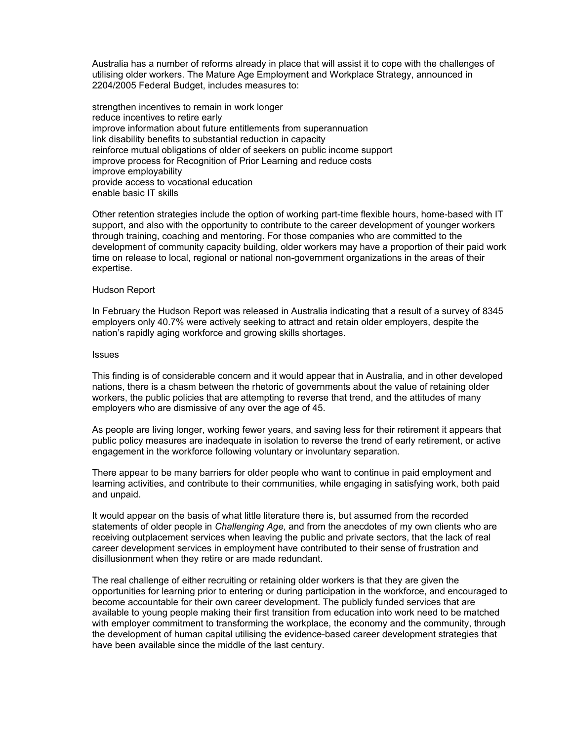Australia has a number of reforms already in place that will assist it to cope with the challenges of utilising older workers. The Mature Age Employment and Workplace Strategy, announced in 2204/2005 Federal Budget, includes measures to:

- strengthen incentives to remain in work longer
- reduce incentives to retire early
- improve information about future entitlements from superannuation
- link disability benefits to substantial reduction in capacity
- reinforce mutual obligations of older of seekers on public income support
- improve process for Recognition of Prior Learning and reduce costs
- improve employability
- provide access to vocational education
- enable basic IT skills

Other retention strategies include the option of working part-time flexible hours, home-based with IT support, and also with the opportunity to contribute to the career development of younger workers through training, coaching and mentoring. For those companies who are committed to the development of community capacity building, older workers may have a proportion of their paid work time on release to local, regional or national non-government organizations in the areas of their expertise.

## Hudson Report

In February the Hudson Report was released in Australia indicating that a result of a survey of 8345 employers only 40.7% were actively seeking to attract and retain older employers, despite the nation's rapidly aging workforce and growing skills shortages.

## Issues

This finding is of considerable concern and it would appear that in Australia, and in other developed nations, there is a chasm between the rhetoric of governments about the value of retaining older workers, the public policies that are attempting to reverse that trend, and the attitudes of many employers who are dismissive of any over the age of 45.

As people are living longer, working fewer years, and saving less for their retirement it appears that public policy measures are inadequate in isolation to reverse the trend of early retirement, or active engagement in the workforce following voluntary or involuntary separation.

There appear to be many barriers for older people who want to continue in paid employment and learning activities, and contribute to their communities, while engaging in satisfying work, both paid and unpaid.

It would appear on the basis of what little literature there is, but assumed from the recorded statements of older people in *Challenging Age,* and from the anecdotes of my own clients who are receiving outplacement services when leaving the public and private sectors, that the lack of real career development services in employment have contributed to their sense of frustration and disillusionment when they retire or are made redundant.

The real challenge of either recruiting or retaining older workers is that they are given the opportunities for learning prior to entering or during participation in the workforce, and encouraged to become accountable for their own career development. The publicly funded services that are available to young people making their first transition from education into work need to be matched with employer commitment to transforming the workplace, the economy and the community, through the development of human capital utilising the evidence-based career development strategies that have been available since the middle of the last century.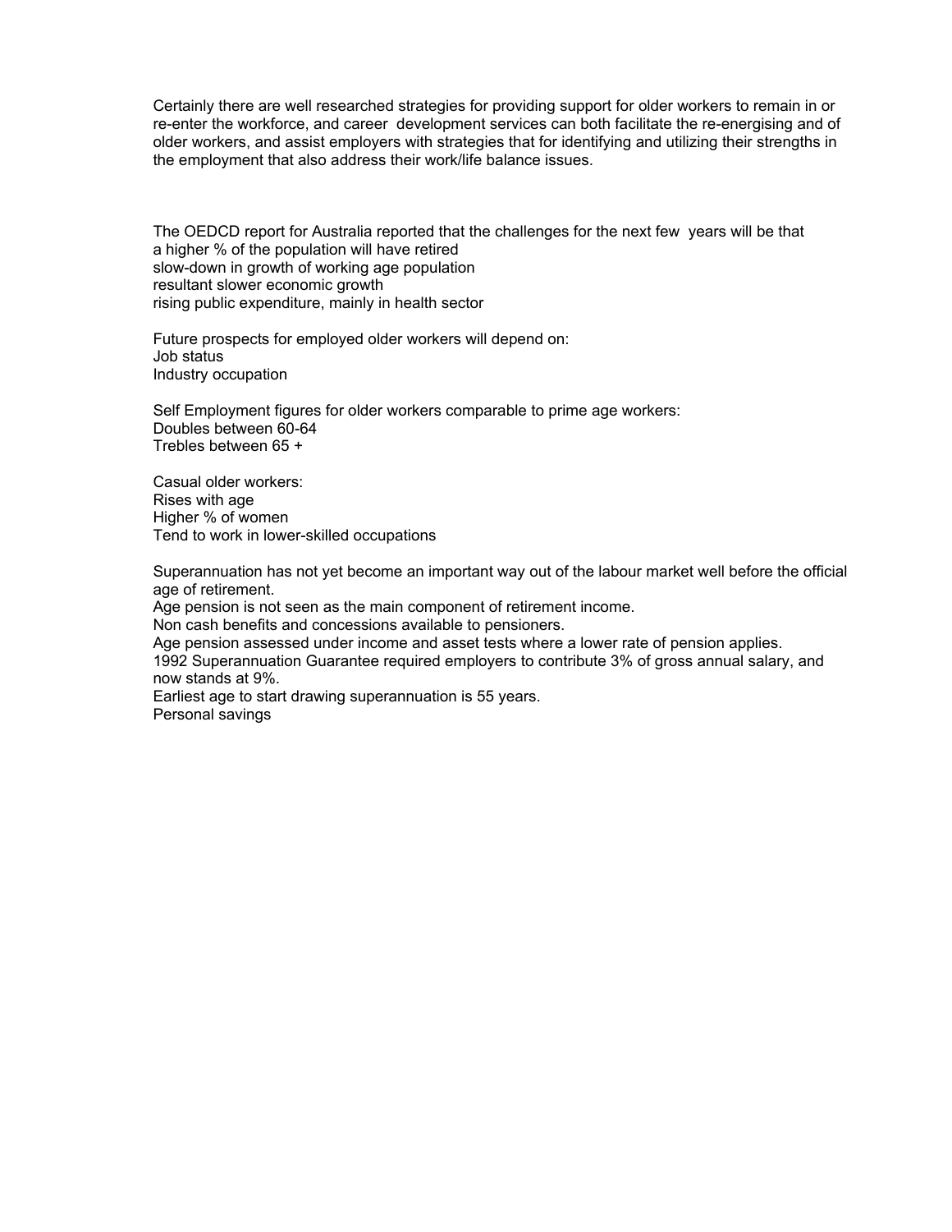Certainly there are well researched strategies for providing support for older workers to remain in or re-enter the workforce, and career development services can both facilitate the re-energising and of older workers, and assist employers with strategies that for identifying and utilizing their strengths in the employment that also address their work/life balance issues.

The OEDCD report for Australia reported that the challenges for the next few years will be that
a higher % of the population will have retired
slow-down in growth of working age population
resultant slower economic growth
rising public expenditure, mainly in health sector

Future prospects for employed older workers will depend on:
Job status
Industry occupation

Self Employment figures for older workers comparable to prime age workers:
Doubles between 60-64
Trebles between 65 +

Casual older workers:
Rises with age
Higher % of women
Tend to work in lower-skilled occupations

Superannuation has not yet become an important way out of the labour market well before the official age of retirement.
Age pension is not seen as the main component of retirement income.
Non cash benefits and concessions available to pensioners.
Age pension assessed under income and asset tests where a lower rate of pension applies.
1992 Superannuation Guarantee required employers to contribute 3% of gross annual salary, and now stands at 9%.
Earliest age to start drawing superannuation is 55 years.
Personal savings